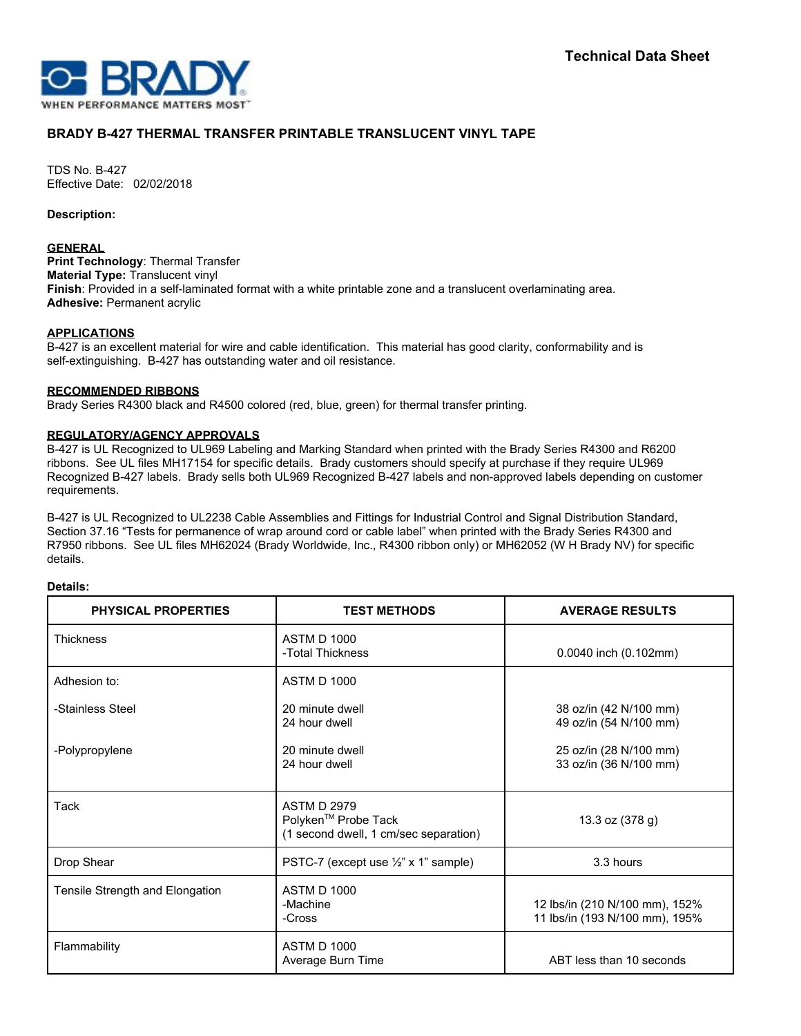Technical Data Sheet

# BRADY B-427 THERMAL TRANSFER PRINTABLE TRANSLUCENT VINYL TAPE

TDS No. B-427
Effective Date: 02/02/2018

**Description:**

## GENERAL

**Print Technology**: Thermal Transfer
**Material Type:** Translucent vinyl
**Finish**: Provided in a self-laminated format with a white printable zone and a translucent overlaminating area.
**Adhesive:** Permanent acrylic

## APPLICATIONS

B-427 is an excellent material for wire and cable identification. This material has good clarity, conformability and is self-extinguishing. B-427 has outstanding water and oil resistance.

## RECOMMENDED RIBBONS

Brady Series R4300 black and R4500 colored (red, blue, green) for thermal transfer printing.

## REGULATORY/AGENCY APPROVALS

B-427 is UL Recognized to UL969 Labeling and Marking Standard when printed with the Brady Series R4300 and R6200 ribbons. See UL files MH17154 for specific details. Brady customers should specify at purchase if they require UL969 Recognized B-427 labels. Brady sells both UL969 Recognized B-427 labels and non-approved labels depending on customer requirements.

B-427 is UL Recognized to UL2238 Cable Assemblies and Fittings for Industrial Control and Signal Distribution Standard, Section 37.16 "Tests for permanence of wrap around cord or cable label" when printed with the Brady Series R4300 and R7950 ribbons. See UL files MH62024 (Brady Worldwide, Inc., R4300 ribbon only) or MH62052 (W H Brady NV) for specific details.

**Details:**

| PHYSICAL PROPERTIES | TEST METHODS | AVERAGE RESULTS |
|---|---|---|
| Thickness | ASTM D 1000<br>-Total Thickness | 0.0040 inch (0.102mm) |
| Adhesion to: | ASTM D 1000 | |
| -Stainless Steel | 20 minute dwell<br>24 hour dwell | 38 oz/in (42 N/100 mm)<br>49 oz/in (54 N/100 mm) |
| -Polypropylene | 20 minute dwell<br>24 hour dwell | 25 oz/in (28 N/100 mm)<br>33 oz/in (36 N/100 mm) |
| Tack | ASTM D 2979<br>Polyken™ Probe Tack<br>(1 second dwell, 1 cm/sec separation) | 13.3 oz (378 g) |
| Drop Shear | PSTC-7 (except use ½" x 1" sample) | 3.3 hours |
| Tensile Strength and Elongation | ASTM D 1000<br>-Machine<br>-Cross | 12 lbs/in (210 N/100 mm), 152%<br>11 lbs/in (193 N/100 mm), 195% |
| Flammability | ASTM D 1000<br>Average Burn Time | ABT less than 10 seconds |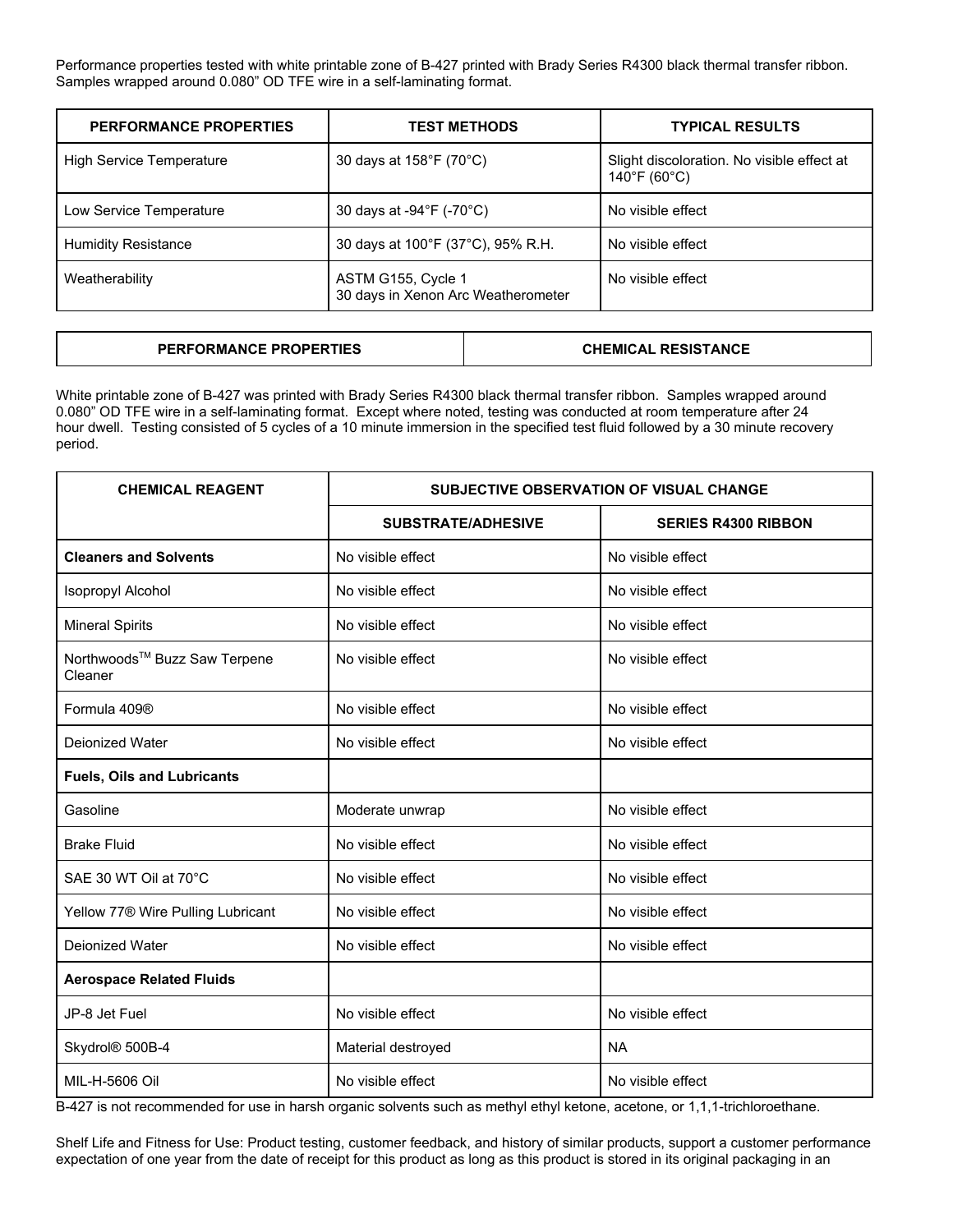Performance properties tested with white printable zone of B-427 printed with Brady Series R4300 black thermal transfer ribbon. Samples wrapped around 0.080" OD TFE wire in a self-laminating format.

| PERFORMANCE PROPERTIES | TEST METHODS | TYPICAL RESULTS |
|---|---|---|
| High Service Temperature | 30 days at 158°F (70°C) | Slight discoloration. No visible effect at 140°F (60°C) |
| Low Service Temperature | 30 days at -94°F (-70°C) | No visible effect |
| Humidity Resistance | 30 days at 100°F (37°C), 95% R.H. | No visible effect |
| Weatherability | ASTM G155, Cycle 1<br>30 days in Xenon Arc Weatherometer | No visible effect |

| PERFORMANCE PROPERTIES | CHEMICAL RESISTANCE |
|---|---|

White printable zone of B-427 was printed with Brady Series R4300 black thermal transfer ribbon. Samples wrapped around 0.080" OD TFE wire in a self-laminating format. Except where noted, testing was conducted at room temperature after 24 hour dwell. Testing consisted of 5 cycles of a 10 minute immersion in the specified test fluid followed by a 30 minute recovery period.

| CHEMICAL REAGENT | SUBJECTIVE OBSERVATION OF VISUAL CHANGE | |
|---|---|---|
| | SUBSTRATE/ADHESIVE | SERIES R4300 RIBBON |
| **Cleaners and Solvents** | No visible effect | No visible effect |
| Isopropyl Alcohol | No visible effect | No visible effect |
| Mineral Spirits | No visible effect | No visible effect |
| Northwoods™ Buzz Saw Terpene Cleaner | No visible effect | No visible effect |
| Formula 409® | No visible effect | No visible effect |
| Deionized Water | No visible effect | No visible effect |
| **Fuels, Oils and Lubricants** | | |
| Gasoline | Moderate unwrap | No visible effect |
| Brake Fluid | No visible effect | No visible effect |
| SAE 30 WT Oil at 70°C | No visible effect | No visible effect |
| Yellow 77® Wire Pulling Lubricant | No visible effect | No visible effect |
| Deionized Water | No visible effect | No visible effect |
| **Aerospace Related Fluids** | | |
| JP-8 Jet Fuel | No visible effect | No visible effect |
| Skydrol® 500B-4 | Material destroyed | NA |
| MIL-H-5606 Oil | No visible effect | No visible effect |

B-427 is not recommended for use in harsh organic solvents such as methyl ethyl ketone, acetone, or 1,1,1-trichloroethane.

Shelf Life and Fitness for Use: Product testing, customer feedback, and history of similar products, support a customer performance expectation of one year from the date of receipt for this product as long as this product is stored in its original packaging in an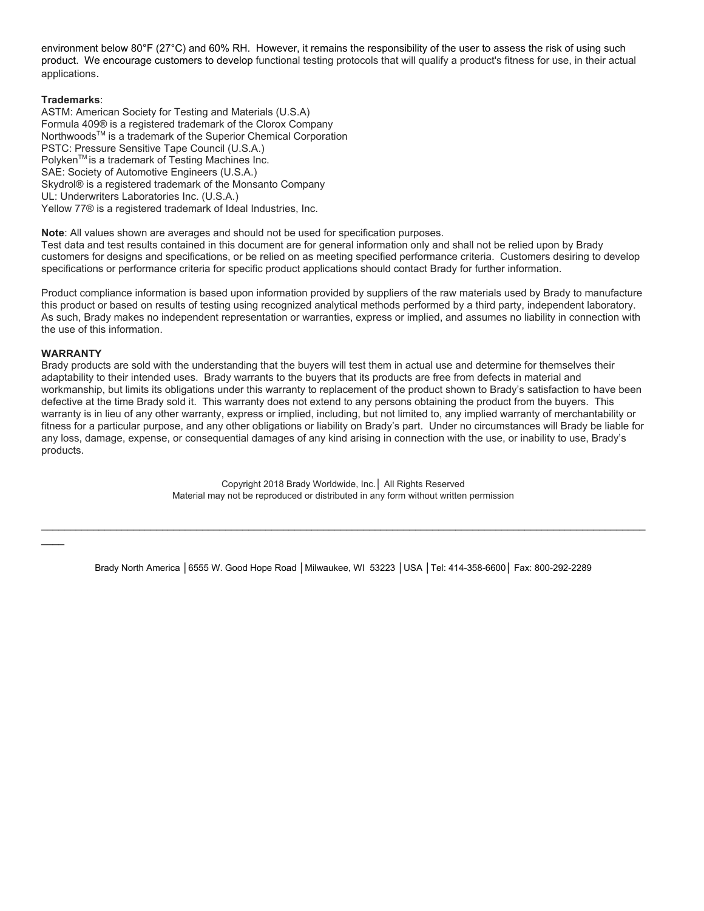environment below 80°F (27°C) and 60% RH. However, it remains the responsibility of the user to assess the risk of using such product. We encourage customers to develop functional testing protocols that will qualify a product's fitness for use, in their actual applications.

**Trademarks**:
ASTM: American Society for Testing and Materials (U.S.A)
Formula 409® is a registered trademark of the Clorox Company
Northwoods™ is a trademark of the Superior Chemical Corporation
PSTC: Pressure Sensitive Tape Council (U.S.A.)
Polyken™ is a trademark of Testing Machines Inc.
SAE: Society of Automotive Engineers (U.S.A.)
Skydrol® is a registered trademark of the Monsanto Company
UL: Underwriters Laboratories Inc. (U.S.A.)
Yellow 77® is a registered trademark of Ideal Industries, Inc.

**Note**: All values shown are averages and should not be used for specification purposes.
Test data and test results contained in this document are for general information only and shall not be relied upon by Brady customers for designs and specifications, or be relied on as meeting specified performance criteria. Customers desiring to develop specifications or performance criteria for specific product applications should contact Brady for further information.

Product compliance information is based upon information provided by suppliers of the raw materials used by Brady to manufacture this product or based on results of testing using recognized analytical methods performed by a third party, independent laboratory. As such, Brady makes no independent representation or warranties, express or implied, and assumes no liability in connection with the use of this information.

**WARRANTY**
Brady products are sold with the understanding that the buyers will test them in actual use and determine for themselves their adaptability to their intended uses. Brady warrants to the buyers that its products are free from defects in material and workmanship, but limits its obligations under this warranty to replacement of the product shown to Brady's satisfaction to have been defective at the time Brady sold it. This warranty does not extend to any persons obtaining the product from the buyers. This warranty is in lieu of any other warranty, express or implied, including, but not limited to, any implied warranty of merchantability or fitness for a particular purpose, and any other obligations or liability on Brady's part. Under no circumstances will Brady be liable for any loss, damage, expense, or consequential damages of any kind arising in connection with the use, or inability to use, Brady's products.

Copyright 2018 Brady Worldwide, Inc.│ All Rights Reserved
Material may not be reproduced or distributed in any form without written permission

Brady North America │6555 W. Good Hope Road │Milwaukee, WI 53223 │USA │Tel: 414-358-6600│ Fax: 800-292-2289